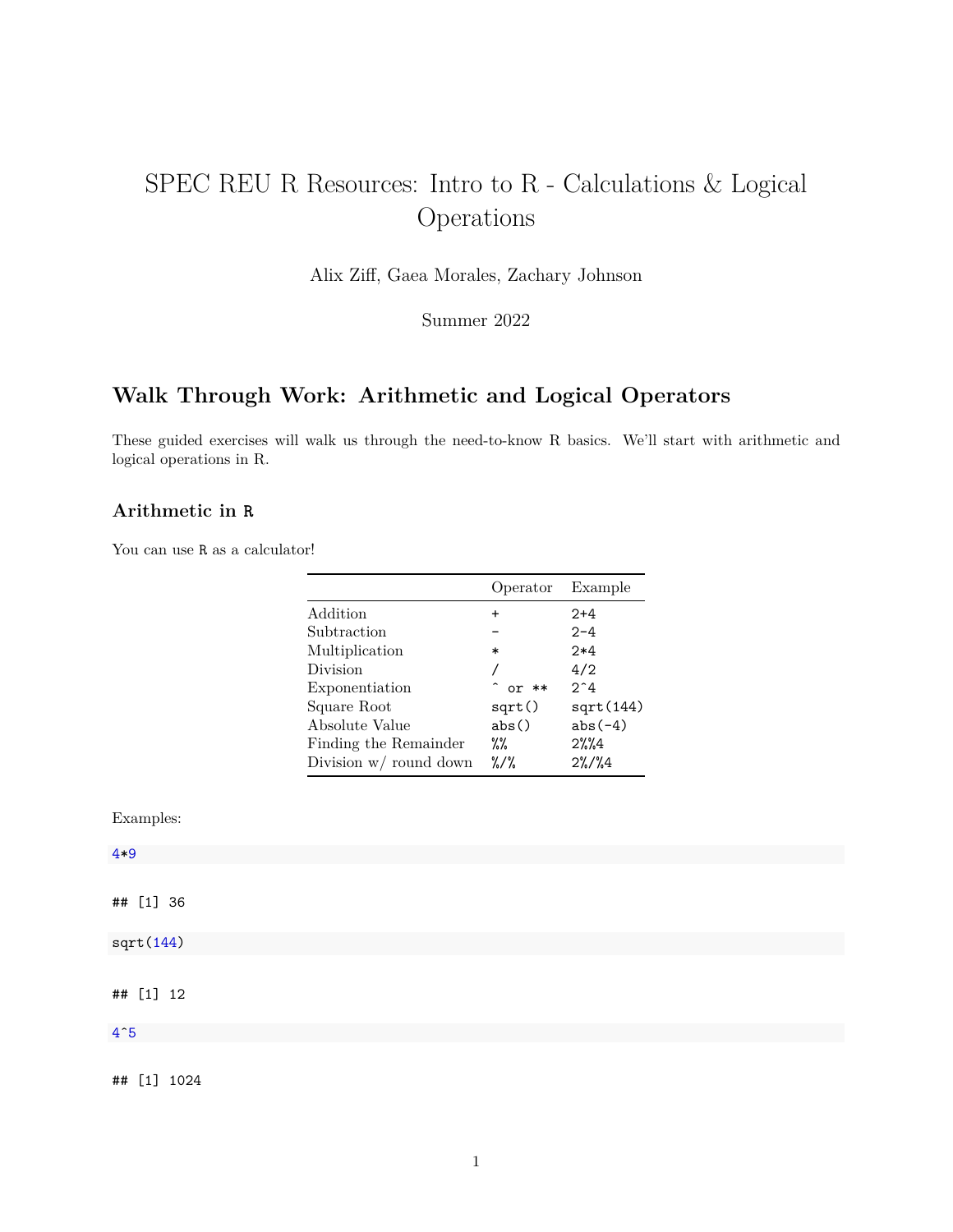# SPEC REU R Resources: Intro to R - Calculations & Logical Operations

Alix Ziff, Gaea Morales, Zachary Johnson

Summer 2022

## Walk Through Work: Arithmetic and Logical Operators

These guided exercises will walk us through the need-to-know R basics. We'll start with arithmetic and logical operations in R.

### Arithmetic in `R`

You can use `R` as a calculator!

| | Operator | Example |
|---|---|---|
| Addition | `+` | `2+4` |
| Subtraction | `-` | `2-4` |
| Multiplication | `*` | `2*4` |
| Division | `/` | `4/2` |
| Exponentiation | `^ or **` | `2^4` |
| Square Root | `sqrt()` | `sqrt(144)` |
| Absolute Value | `abs()` | `abs(-4)` |
| Finding the Remainder | `%%` | `2%%4` |
| Division w/ round down | `%/%` | `2%/%4` |

Examples:

```
4*9
```

```
## [1] 36
```

```
sqrt(144)
```

```
## [1] 12
```

```
4^5
```

```
## [1] 1024
```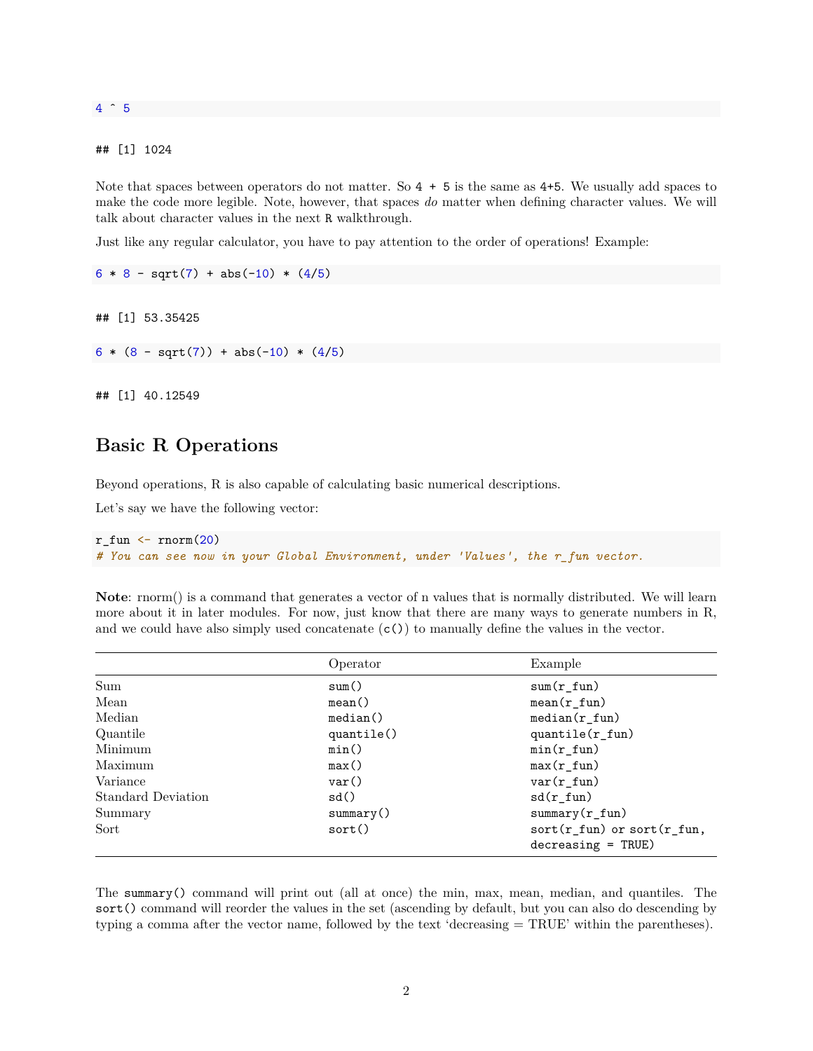```
4 ^ 5
```

```
## [1] 1024
```

Note that spaces between operators do not matter. So `4 + 5` is the same as `4+5`. We usually add spaces to make the code more legible. Note, however, that spaces *do* matter when defining character values. We will talk about character values in the next `R` walkthrough.

Just like any regular calculator, you have to pay attention to the order of operations! Example:

```
6 * 8 - sqrt(7) + abs(-10) * (4/5)
```

```
## [1] 53.35425
```

```
6 * (8 - sqrt(7)) + abs(-10) * (4/5)
```

```
## [1] 40.12549
```

## Basic R Operations

Beyond operations, R is also capable of calculating basic numerical descriptions.

Let's say we have the following vector:

```
r_fun <- rnorm(20)
# You can see now in your Global Environment, under 'Values', the r_fun vector.
```

**Note**: rnorm() is a command that generates a vector of n values that is normally distributed. We will learn more about it in later modules. For now, just know that there are many ways to generate numbers in R, and we could have also simply used concatenate (`c()`) to manually define the values in the vector.

| | Operator | Example |
|---|---|---|
| Sum | `sum()` | `sum(r_fun)` |
| Mean | `mean()` | `mean(r_fun)` |
| Median | `median()` | `median(r_fun)` |
| Quantile | `quantile()` | `quantile(r_fun)` |
| Minimum | `min()` | `min(r_fun)` |
| Maximum | `max()` | `max(r_fun)` |
| Variance | `var()` | `var(r_fun)` |
| Standard Deviation | `sd()` | `sd(r_fun)` |
| Summary | `summary()` | `summary(r_fun)` |
| Sort | `sort()` | `sort(r_fun) or sort(r_fun, decreasing = TRUE)` |

The `summary()` command will print out (all at once) the min, max, mean, median, and quantiles. The `sort()` command will reorder the values in the set (ascending by default, but you can also do descending by typing a comma after the vector name, followed by the text 'decreasing = TRUE' within the parentheses).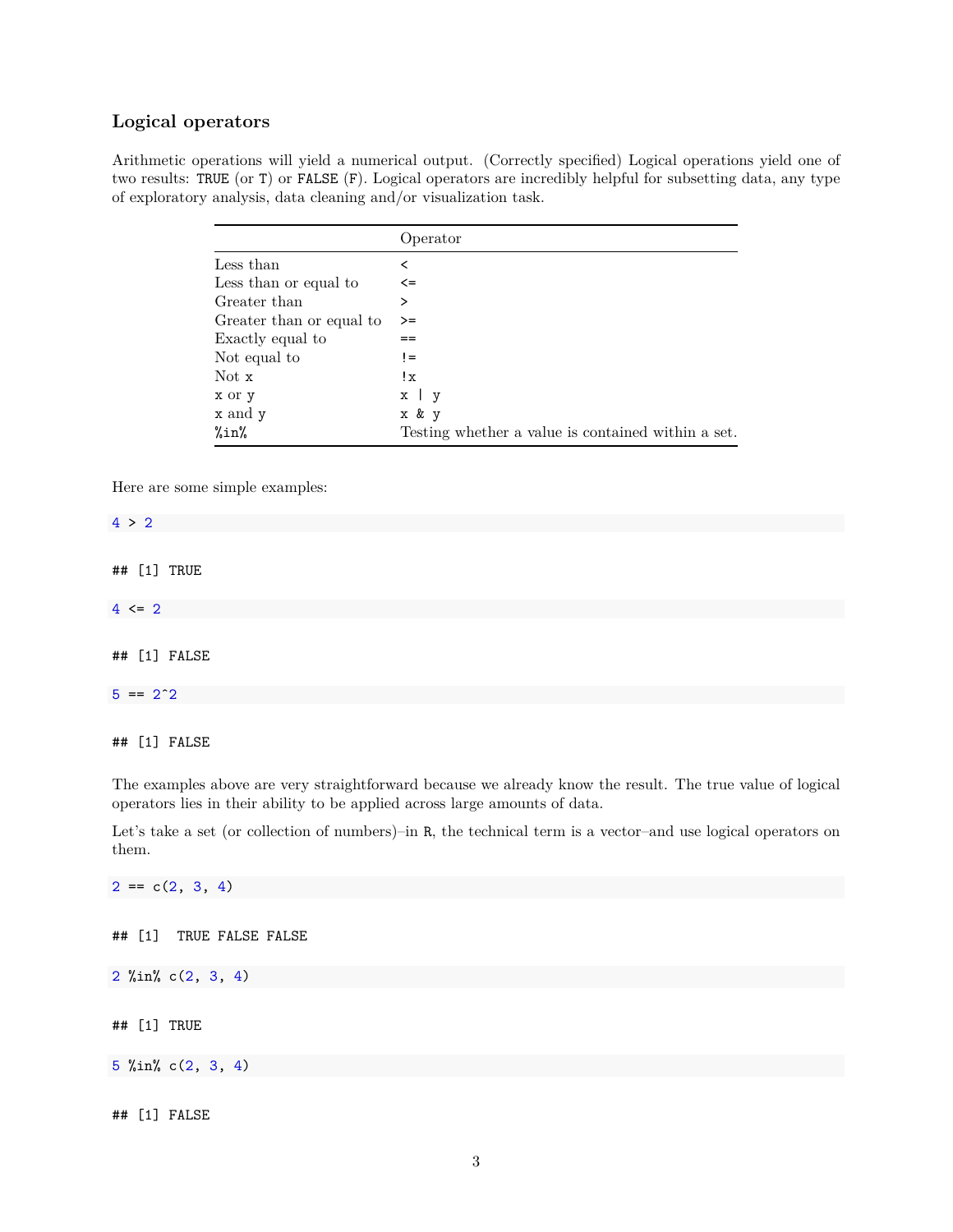### Logical operators

Arithmetic operations will yield a numerical output. (Correctly specified) Logical operations yield one of two results: `TRUE` (or `T`) or `FALSE` (`F`). Logical operators are incredibly helpful for subsetting data, any type of exploratory analysis, data cleaning and/or visualization task.

| | Operator |
|---|---|
| Less than | `<` |
| Less than or equal to | `<=` |
| Greater than | `>` |
| Greater than or equal to | `>=` |
| Exactly equal to | `==` |
| Not equal to | `!=` |
| Not `x` | `!x` |
| `x` or `y` | `x | y` |
| `x` and `y` | `x & y` |
| `%in%` | Testing whether a value is contained within a set. |

Here are some simple examples:

```
4 > 2
```

```
## [1] TRUE
```

```
4 <= 2
```

```
## [1] FALSE
```

```
5 == 2^2
```

```
## [1] FALSE
```

The examples above are very straightforward because we already know the result. The true value of logical operators lies in their ability to be applied across large amounts of data.

Let's take a set (or collection of numbers)–in `R`, the technical term is a vector–and use logical operators on them.

```
2 == c(2, 3, 4)
```

```
## [1]  TRUE FALSE FALSE
```

```
2 %in% c(2, 3, 4)
```

```
## [1] TRUE
```

```
5 %in% c(2, 3, 4)
```

```
## [1] FALSE
```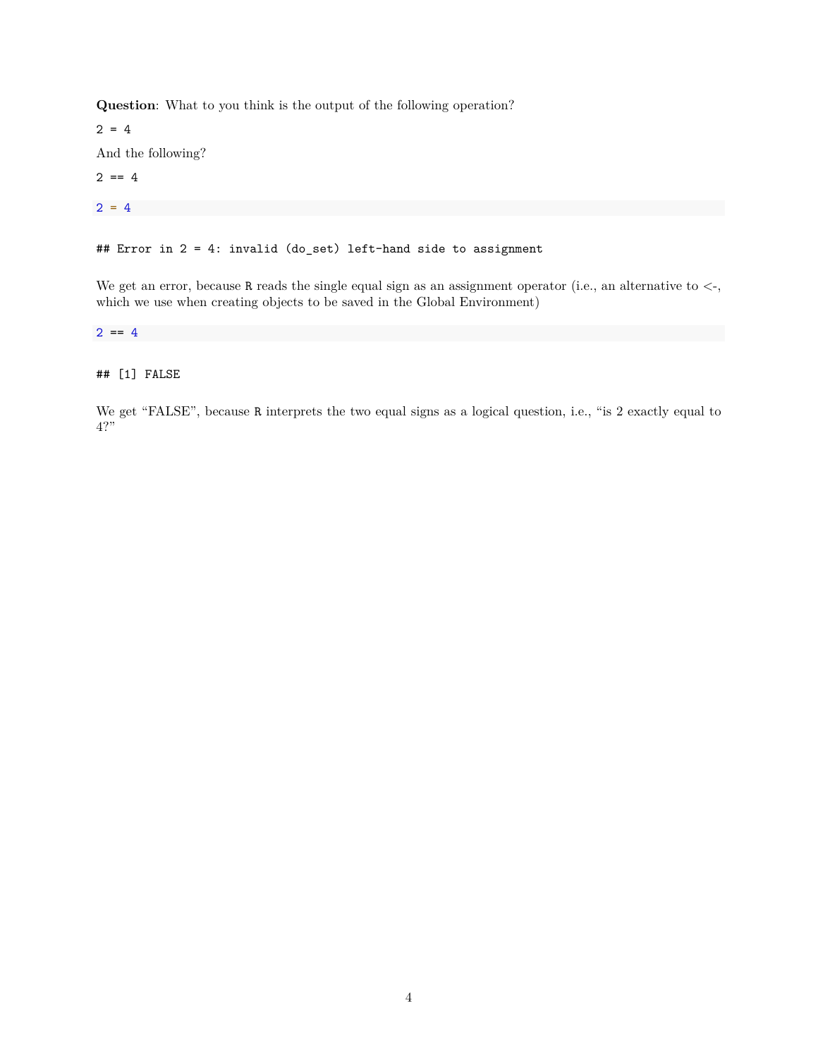**Question**: What to you think is the output of the following operation?

```
2 = 4
```

And the following?

```
2 == 4
```

```r
2 = 4
```

```
## Error in 2 = 4: invalid (do_set) left-hand side to assignment
```

We get an error, because `R` reads the single equal sign as an assignment operator (i.e., an alternative to <-, which we use when creating objects to be saved in the Global Environment)

```r
2 == 4
```

```
## [1] FALSE
```

We get "FALSE", because `R` interprets the two equal signs as a logical question, i.e., "is 2 exactly equal to 4?"